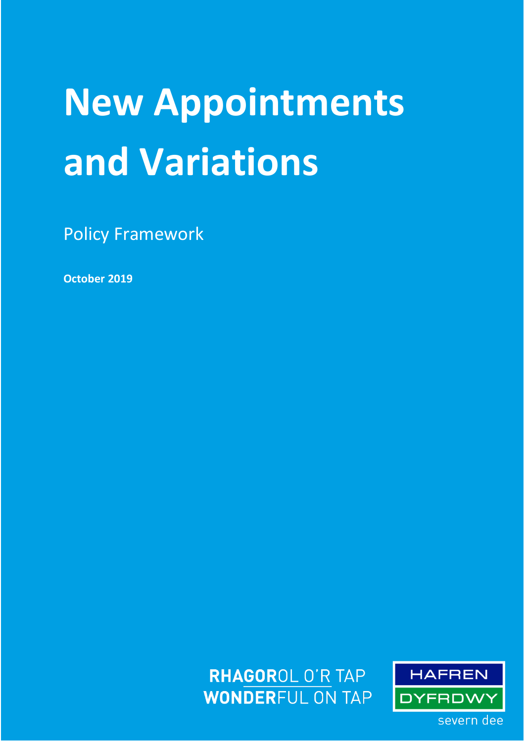# New Appointments and Variations

Policy Framework

**October 2019**

**RHAGOR**OL O'R TAP
**WONDER**FUL ON TAP

HAFREN DYFRDWY
severn dee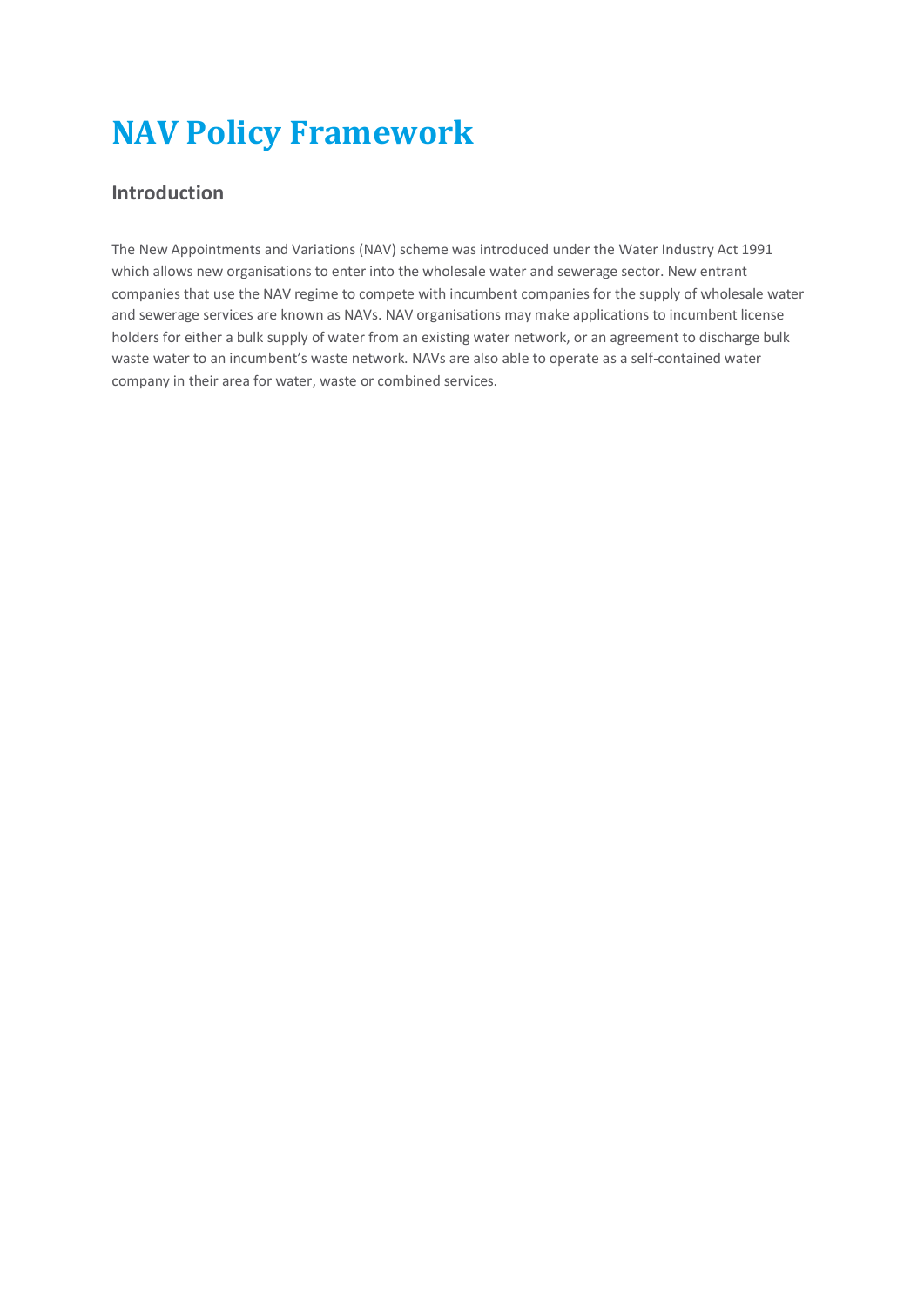# NAV Policy Framework

## Introduction

The New Appointments and Variations (NAV) scheme was introduced under the Water Industry Act 1991 which allows new organisations to enter into the wholesale water and sewerage sector. New entrant companies that use the NAV regime to compete with incumbent companies for the supply of wholesale water and sewerage services are known as NAVs. NAV organisations may make applications to incumbent license holders for either a bulk supply of water from an existing water network, or an agreement to discharge bulk waste water to an incumbent's waste network. NAVs are also able to operate as a self-contained water company in their area for water, waste or combined services.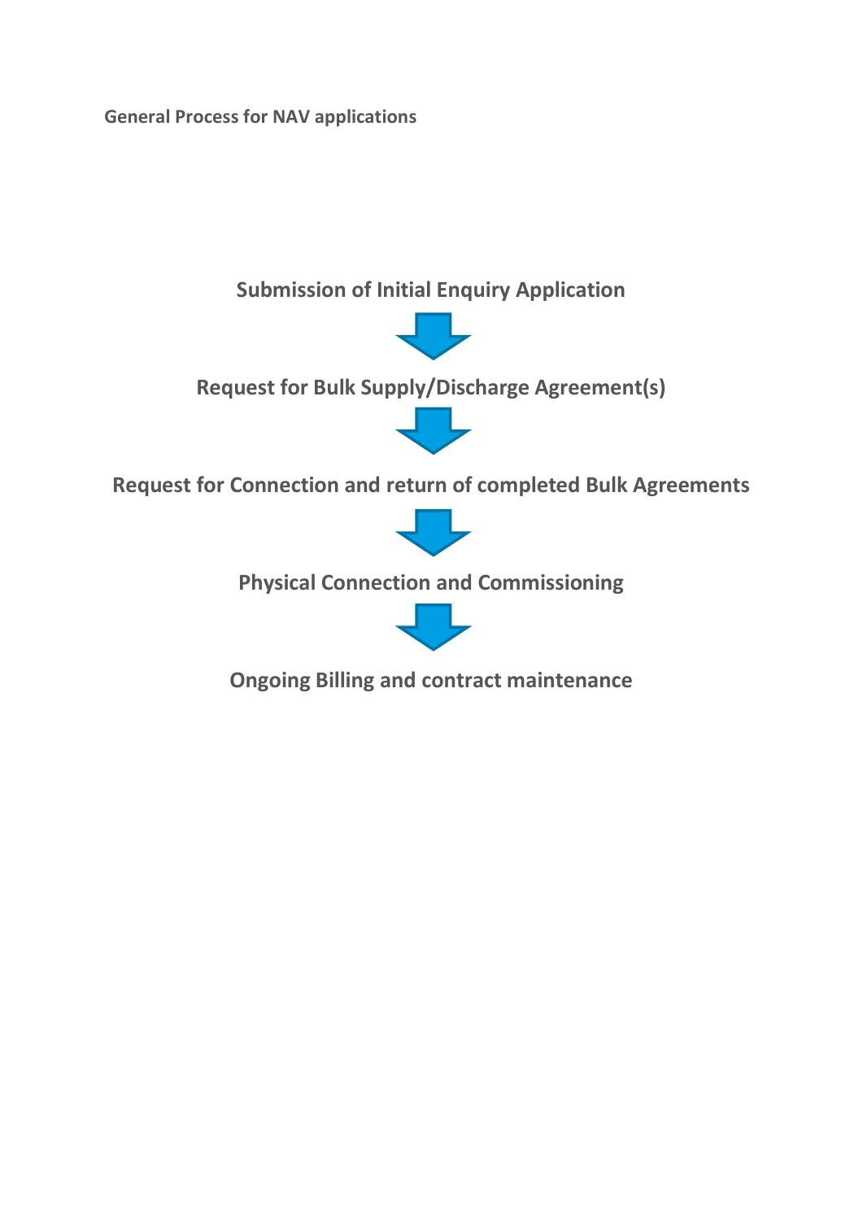**General Process for NAV applications**

**Submission of Initial Enquiry Application**

↓

**Request for Bulk Supply/Discharge Agreement(s)**

↓

**Request for Connection and return of completed Bulk Agreements**

↓

**Physical Connection and Commissioning**

↓

**Ongoing Billing and contract maintenance**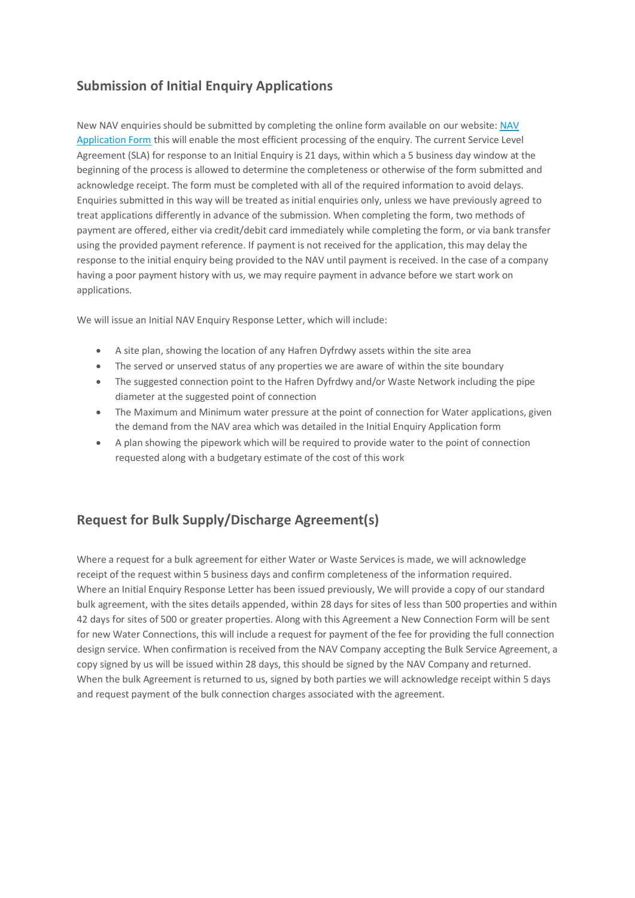## Submission of Initial Enquiry Applications

New NAV enquiries should be submitted by completing the online form available on our website: [NAV Application Form] this will enable the most efficient processing of the enquiry. The current Service Level Agreement (SLA) for response to an Initial Enquiry is 21 days, within which a 5 business day window at the beginning of the process is allowed to determine the completeness or otherwise of the form submitted and acknowledge receipt. The form must be completed with all of the required information to avoid delays. Enquiries submitted in this way will be treated as initial enquiries only, unless we have previously agreed to treat applications differently in advance of the submission. When completing the form, two methods of payment are offered, either via credit/debit card immediately while completing the form, or via bank transfer using the provided payment reference. If payment is not received for the application, this may delay the response to the initial enquiry being provided to the NAV until payment is received. In the case of a company having a poor payment history with us, we may require payment in advance before we start work on applications.

We will issue an Initial NAV Enquiry Response Letter, which will include:

- A site plan, showing the location of any Hafren Dyfrdwy assets within the site area
- The served or unserved status of any properties we are aware of within the site boundary
- The suggested connection point to the Hafren Dyfrdwy and/or Waste Network including the pipe diameter at the suggested point of connection
- The Maximum and Minimum water pressure at the point of connection for Water applications, given the demand from the NAV area which was detailed in the Initial Enquiry Application form
- A plan showing the pipework which will be required to provide water to the point of connection requested along with a budgetary estimate of the cost of this work

## Request for Bulk Supply/Discharge Agreement(s)

Where a request for a bulk agreement for either Water or Waste Services is made, we will acknowledge receipt of the request within 5 business days and confirm completeness of the information required. Where an Initial Enquiry Response Letter has been issued previously, We will provide a copy of our standard bulk agreement, with the sites details appended, within 28 days for sites of less than 500 properties and within 42 days for sites of 500 or greater properties. Along with this Agreement a New Connection Form will be sent for new Water Connections, this will include a request for payment of the fee for providing the full connection design service. When confirmation is received from the NAV Company accepting the Bulk Service Agreement, a copy signed by us will be issued within 28 days, this should be signed by the NAV Company and returned. When the bulk Agreement is returned to us, signed by both parties we will acknowledge receipt within 5 days and request payment of the bulk connection charges associated with the agreement.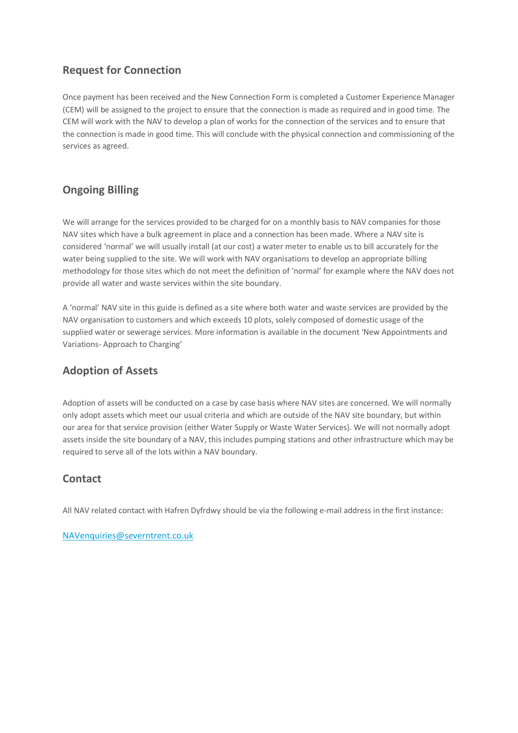## Request for Connection

Once payment has been received and the New Connection Form is completed a Customer Experience Manager (CEM) will be assigned to the project to ensure that the connection is made as required and in good time. The CEM will work with the NAV to develop a plan of works for the connection of the services and to ensure that the connection is made in good time. This will conclude with the physical connection and commissioning of the services as agreed.

## Ongoing Billing

We will arrange for the services provided to be charged for on a monthly basis to NAV companies for those NAV sites which have a bulk agreement in place and a connection has been made. Where a NAV site is considered 'normal' we will usually install (at our cost) a water meter to enable us to bill accurately for the water being supplied to the site. We will work with NAV organisations to develop an appropriate billing methodology for those sites which do not meet the definition of 'normal' for example where the NAV does not provide all water and waste services within the site boundary.

A 'normal' NAV site in this guide is defined as a site where both water and waste services are provided by the NAV organisation to customers and which exceeds 10 plots, solely composed of domestic usage of the supplied water or sewerage services. More information is available in the document 'New Appointments and Variations- Approach to Charging'

## Adoption of Assets

Adoption of assets will be conducted on a case by case basis where NAV sites are concerned. We will normally only adopt assets which meet our usual criteria and which are outside of the NAV site boundary, but within our area for that service provision (either Water Supply or Waste Water Services). We will not normally adopt assets inside the site boundary of a NAV, this includes pumping stations and other infrastructure which may be required to serve all of the lots within a NAV boundary.

## Contact

All NAV related contact with Hafren Dyfrdwy should be via the following e-mail address in the first instance:

NAVenquiries@severntrent.co.uk